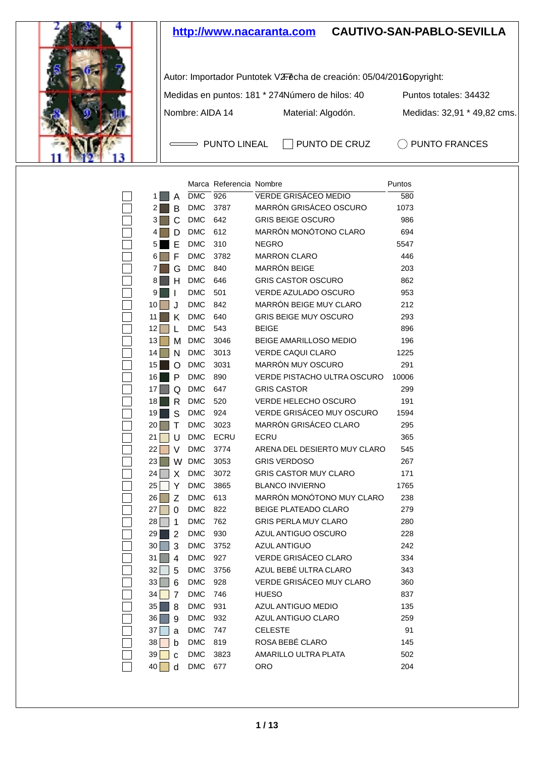**http://www.nacaranta.com** **CAUTIVO-SAN-PABLO-SEVILLA**

Autor: Importador Puntotek V2 Fecha de creación: 05/04/2016 Copyright:

Medidas en puntos: 181 * 274 Número de hilos: 40 Puntos totales: 34432

Nombre: AIDA 14 Material: Algodón. Medidas: 32,91 * 49,82 cms.

PUNTO LINEAL PUNTO DE CRUZ PUNTO FRANCES

| | | Marca | Referencia | Nombre | Puntos |
|---|---|---|---|---|---|
| 1 | A | DMC | 926 | VERDE GRISÁCEO MEDIO | 580 |
| 2 | B | DMC | 3787 | MARRÓN GRISÁCEO OSCURO | 1073 |
| 3 | C | DMC | 642 | GRIS BEIGE OSCURO | 986 |
| 4 | D | DMC | 612 | MARRÓN MONÓTONO CLARO | 694 |
| 5 | E | DMC | 310 | NEGRO | 5547 |
| 6 | F | DMC | 3782 | MARRON CLARO | 446 |
| 7 | G | DMC | 840 | MARRÓN BEIGE | 203 |
| 8 | H | DMC | 646 | GRIS CASTOR OSCURO | 862 |
| 9 | I | DMC | 501 | VERDE AZULADO OSCURO | 953 |
| 10 | J | DMC | 842 | MARRÓN BEIGE MUY CLARO | 212 |
| 11 | K | DMC | 640 | GRIS BEIGE MUY OSCURO | 293 |
| 12 | L | DMC | 543 | BEIGE | 896 |
| 13 | M | DMC | 3046 | BEIGE AMARILLOSO MEDIO | 196 |
| 14 | N | DMC | 3013 | VERDE CAQUI CLARO | 1225 |
| 15 | O | DMC | 3031 | MARRÓN MUY OSCURO | 291 |
| 16 | P | DMC | 890 | VERDE PISTACHO ULTRA OSCURO | 10006 |
| 17 | Q | DMC | 647 | GRIS CASTOR | 299 |
| 18 | R | DMC | 520 | VERDE HELECHO OSCURO | 191 |
| 19 | S | DMC | 924 | VERDE GRISÁCEO MUY OSCURO | 1594 |
| 20 | T | DMC | 3023 | MARRÓN GRISÁCEO CLARO | 295 |
| 21 | U | DMC | ECRU | ECRU | 365 |
| 22 | V | DMC | 3774 | ARENA DEL DESIERTO MUY CLARO | 545 |
| 23 | W | DMC | 3053 | GRIS VERDOSO | 267 |
| 24 | X | DMC | 3072 | GRIS CASTOR MUY CLARO | 171 |
| 25 | Y | DMC | 3865 | BLANCO INVIERNO | 1765 |
| 26 | Z | DMC | 613 | MARRÓN MONÓTONO MUY CLARO | 238 |
| 27 | 0 | DMC | 822 | BEIGE PLATEADO CLARO | 279 |
| 28 | 1 | DMC | 762 | GRIS PERLA MUY CLARO | 280 |
| 29 | 2 | DMC | 930 | AZUL ANTIGUO OSCURO | 228 |
| 30 | 3 | DMC | 3752 | AZUL ANTIGUO | 242 |
| 31 | 4 | DMC | 927 | VERDE GRISÁCEO CLARO | 334 |
| 32 | 5 | DMC | 3756 | AZUL BEBÉ ULTRA CLARO | 343 |
| 33 | 6 | DMC | 928 | VERDE GRISÁCEO MUY CLARO | 360 |
| 34 | 7 | DMC | 746 | HUESO | 837 |
| 35 | 8 | DMC | 931 | AZUL ANTIGUO MEDIO | 135 |
| 36 | 9 | DMC | 932 | AZUL ANTIGUO CLARO | 259 |
| 37 | a | DMC | 747 | CELESTE | 91 |
| 38 | b | DMC | 819 | ROSA BEBÉ CLARO | 145 |
| 39 | c | DMC | 3823 | AMARILLO ULTRA PLATA | 502 |
| 40 | d | DMC | 677 | ORO | 204 |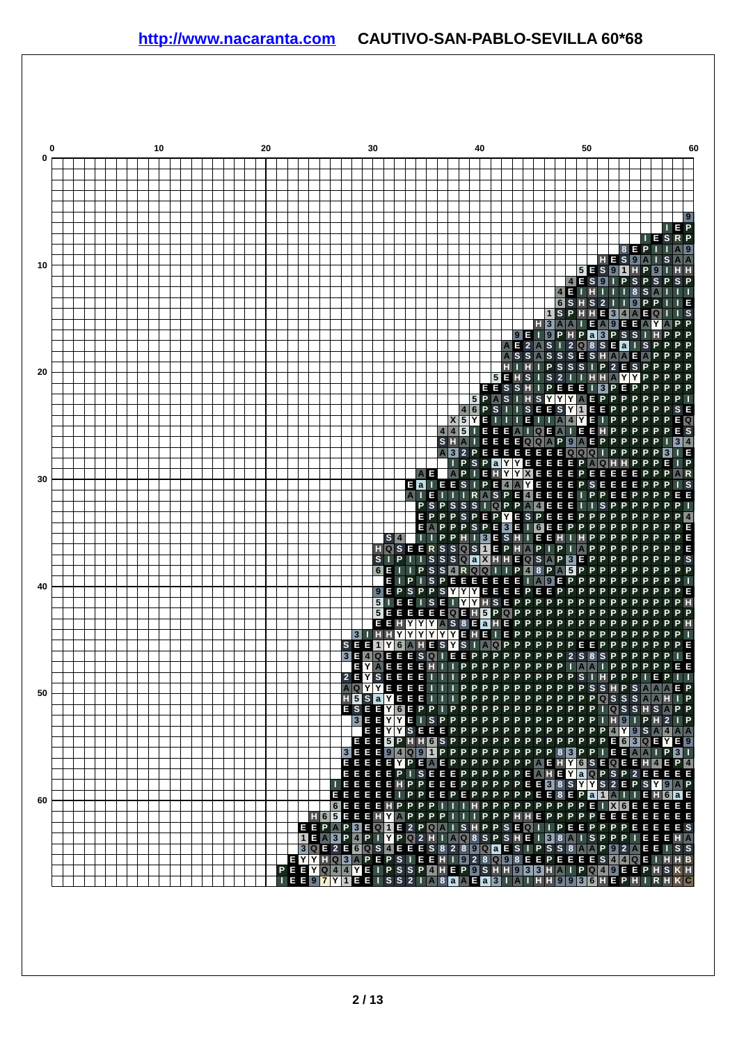**http://www.nacaranta.com** **CAUTIVO-SAN-PABLO-SEVILLA 60*68**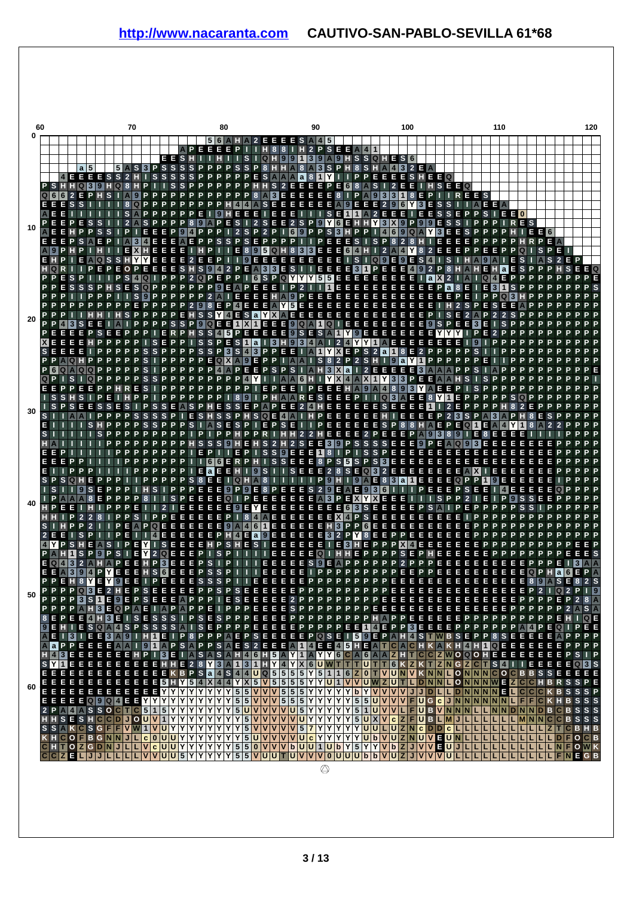http://www.nacaranta.com CAUTIVO-SAN-PABLO-SEVILLA 61*68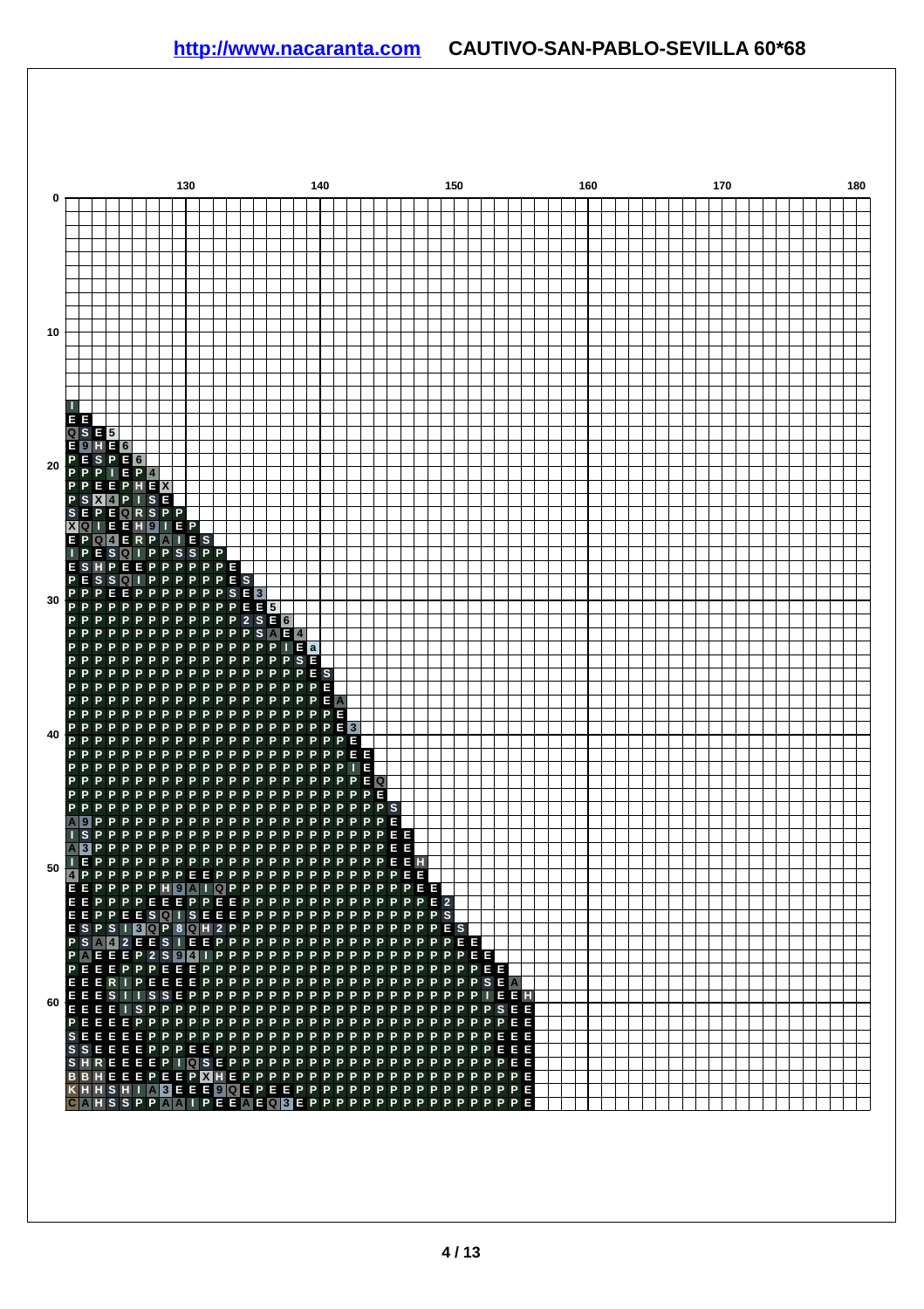# CAUTIVO-SAN-PABLO-SEVILLA 60*68

http://www.nacaranta.com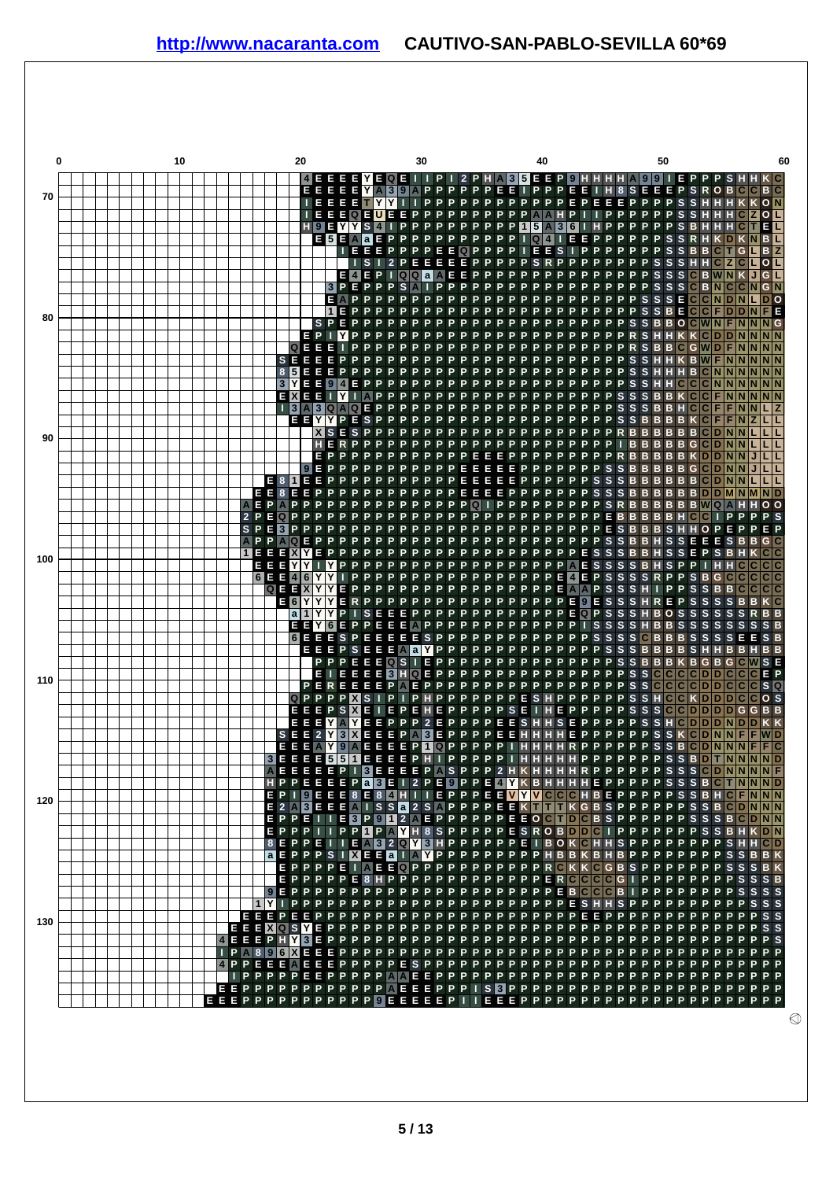**http://www.nacaranta.com** **CAUTIVO-SAN-PABLO-SEVILLA 60*69**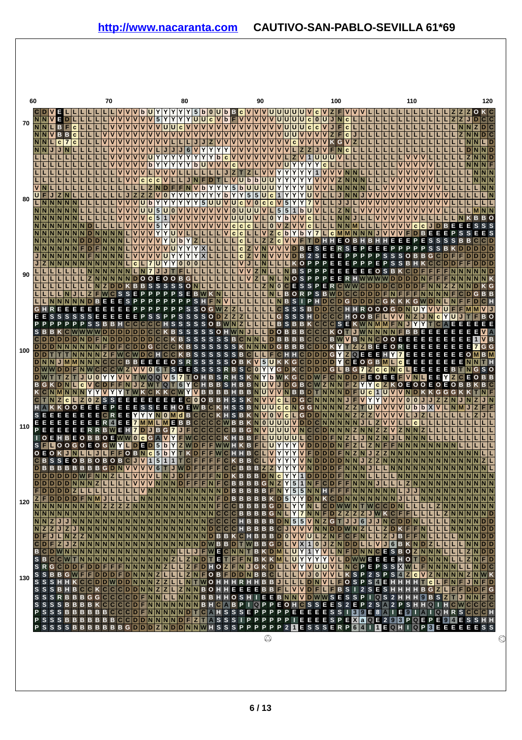## [http://www.nacaranta.com](http://www.nacaranta.com) CAUTIVO-SAN-PABLO-SEVILLA 61*69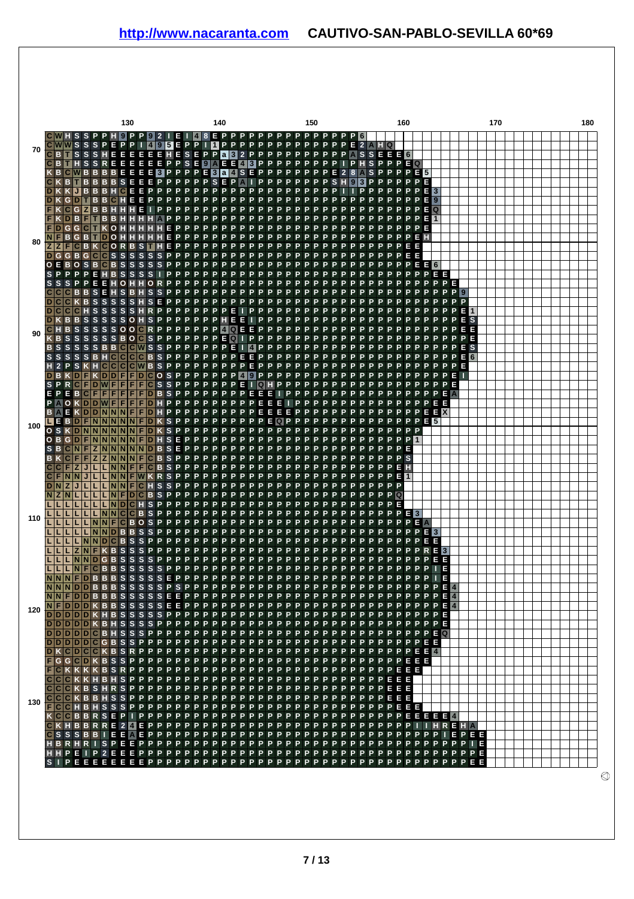**http://www.nacaranta.com** **CAUTIVO-SAN-PABLO-SEVILLA 60*69**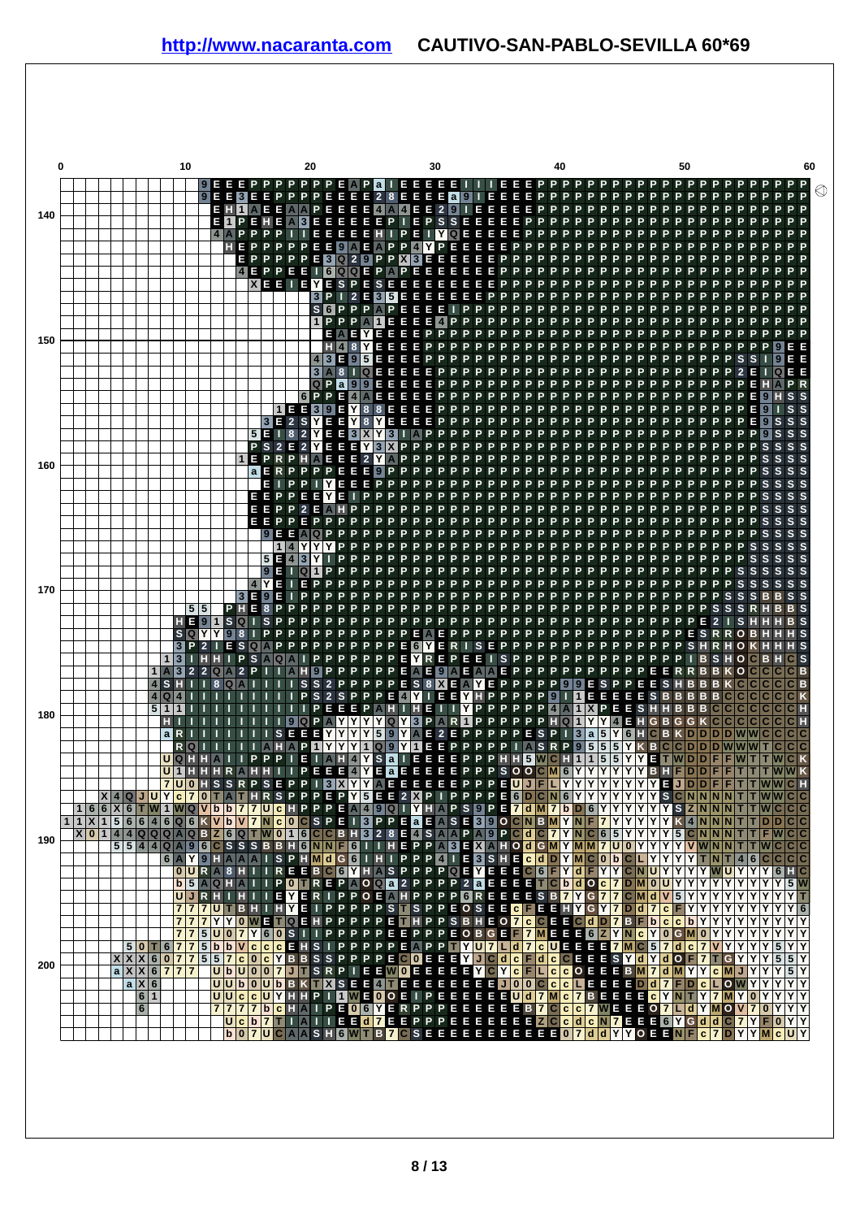# CAUTIVO-SAN-PABLO-SEVILLA 60*69

http://www.nacaranta.com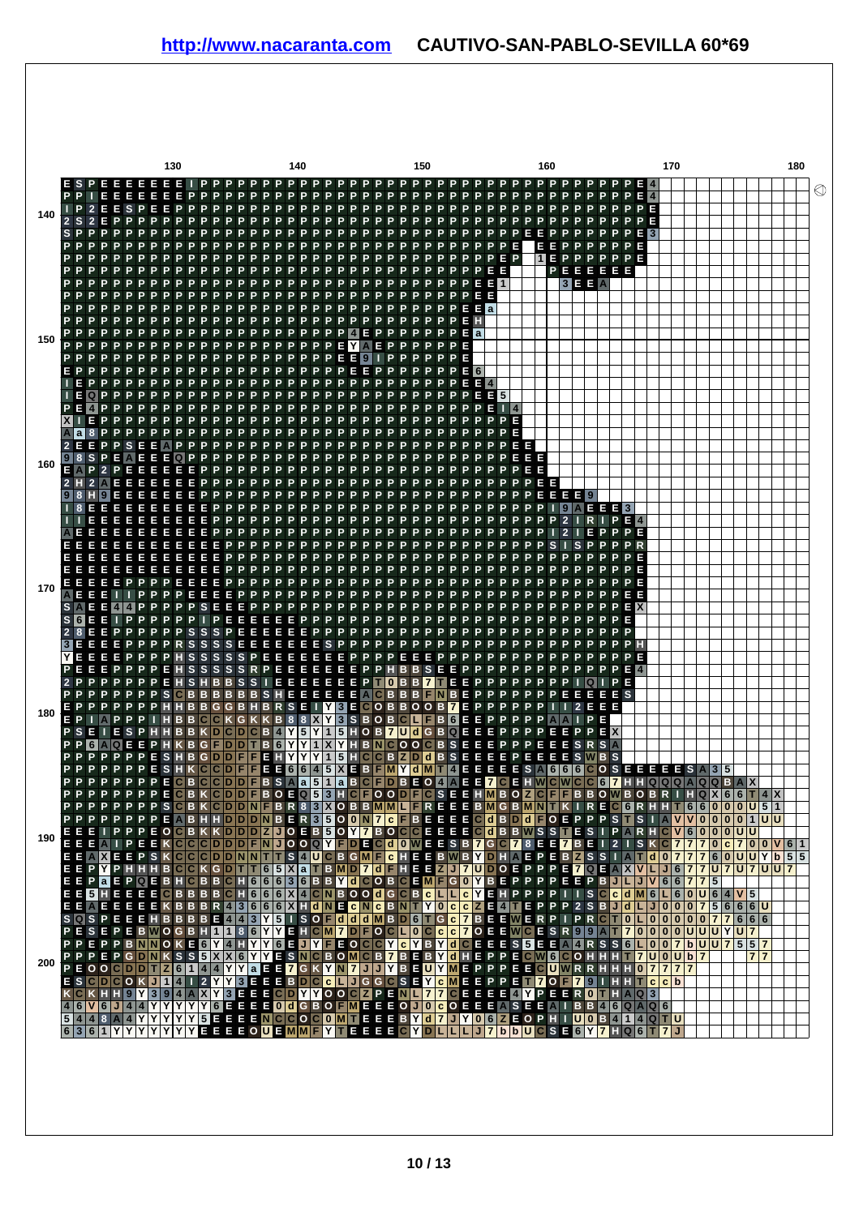# [http://www.nacaranta.com](http://www.nacaranta.com) CAUTIVO-SAN-PABLO-SEVILLA 60*69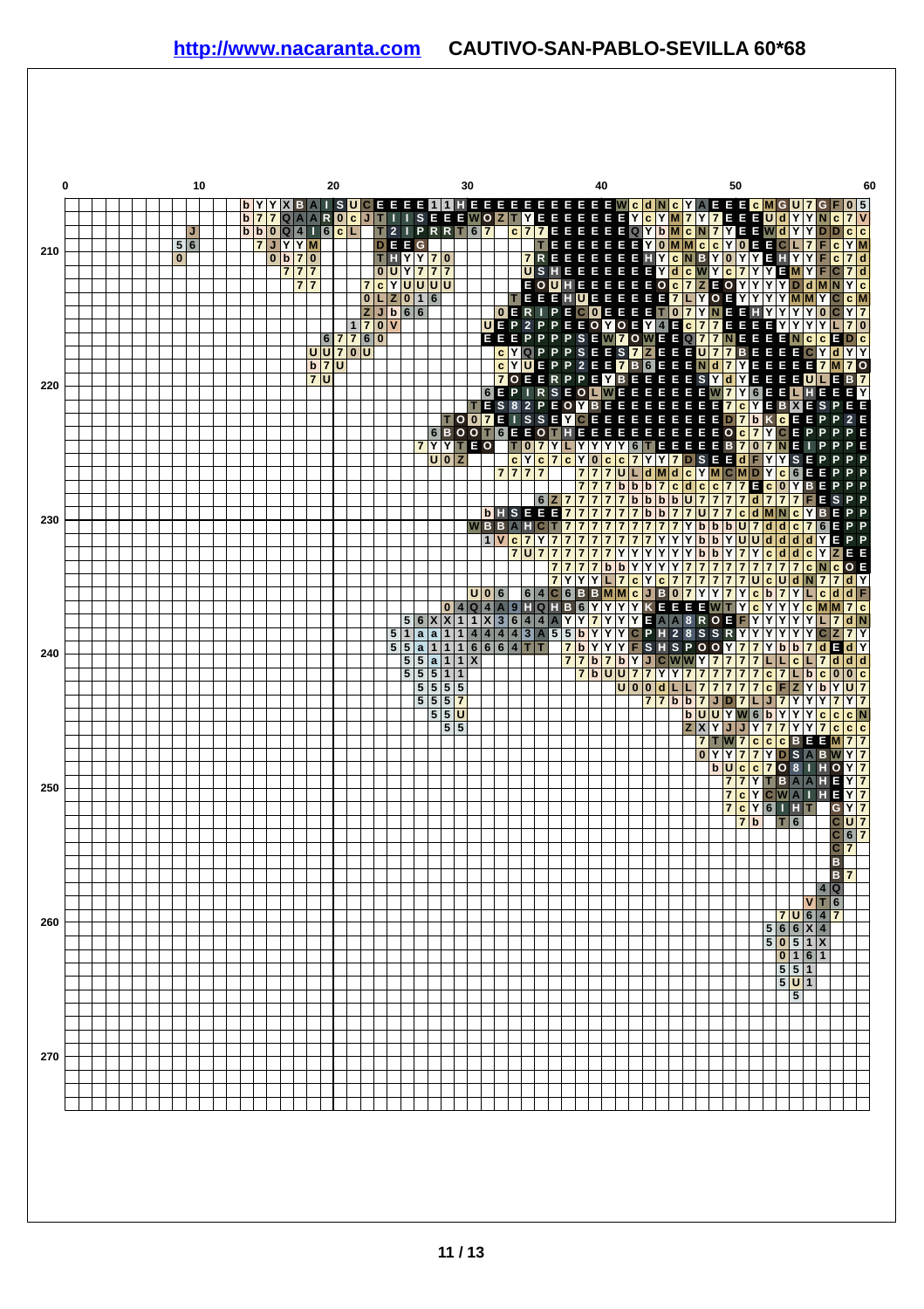# http://www.nacaranta.com CAUTIVO-SAN-PABLO-SEVILLA 60*68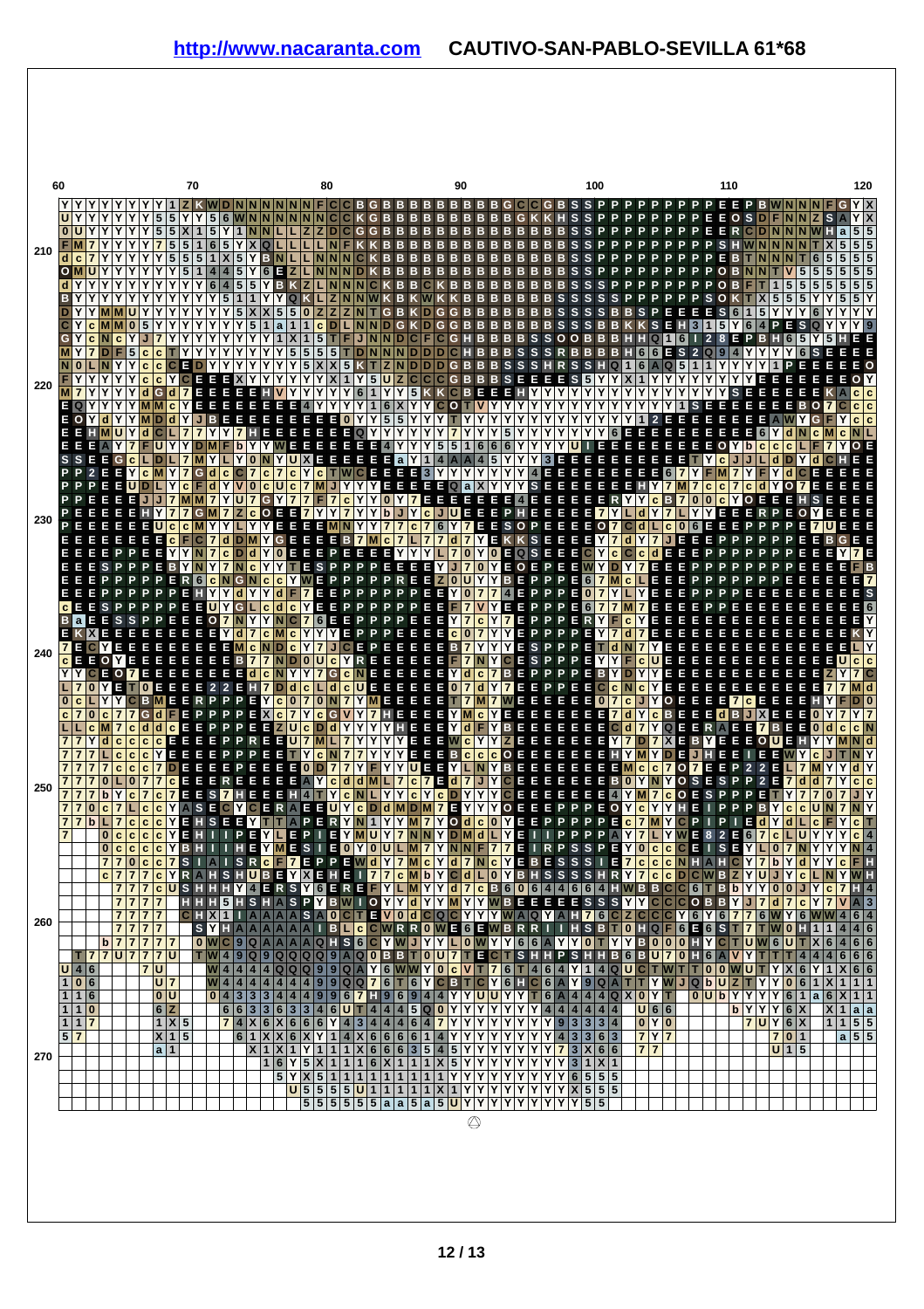# http://www.nacaranta.com CAUTIVO-SAN-PABLO-SEVILLA 61*68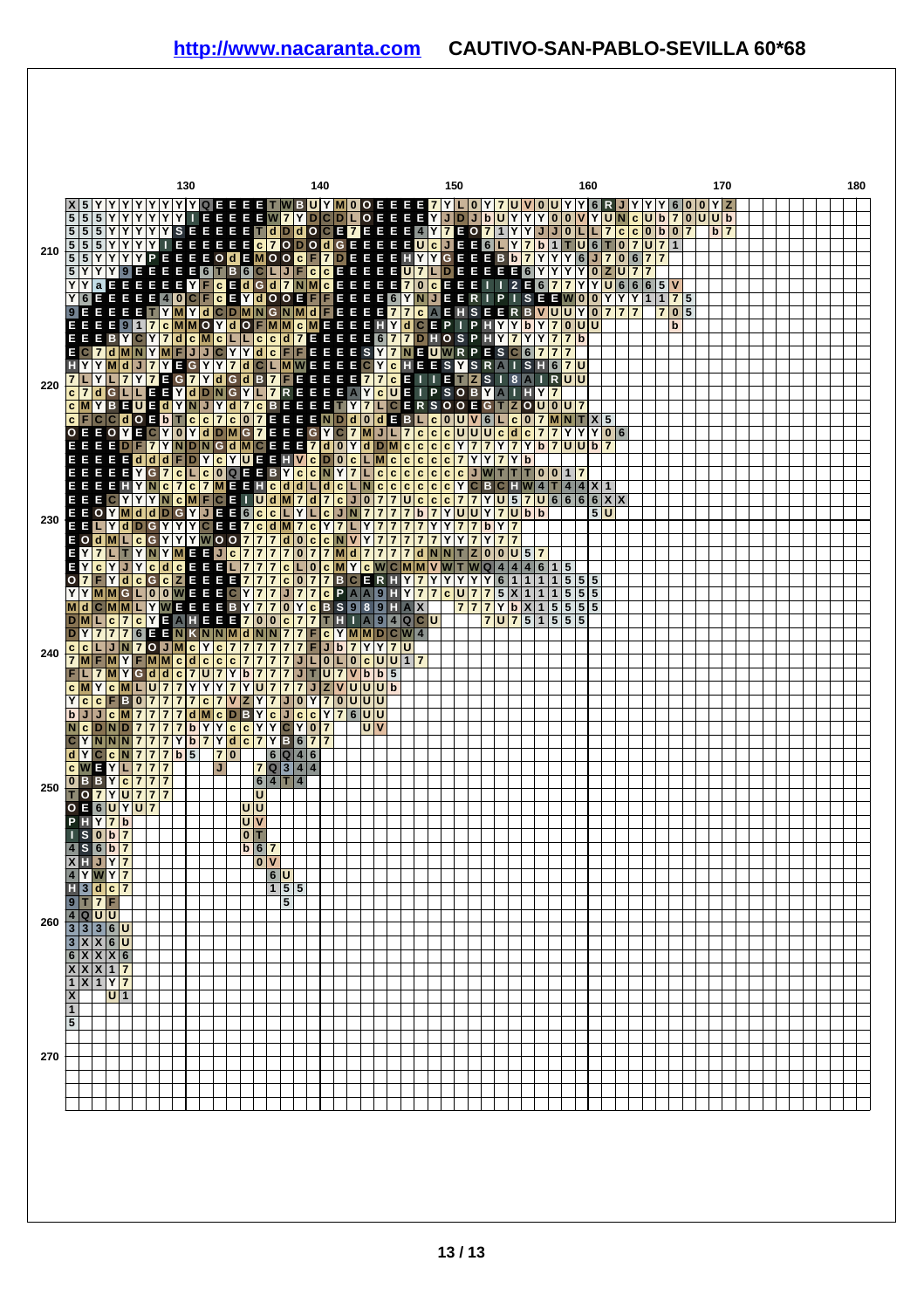http://www.nacaranta.com CAUTIVO-SAN-PABLO-SEVILLA 60*68

130
140
150
160
170
180

210
220
230
240
250
260
270